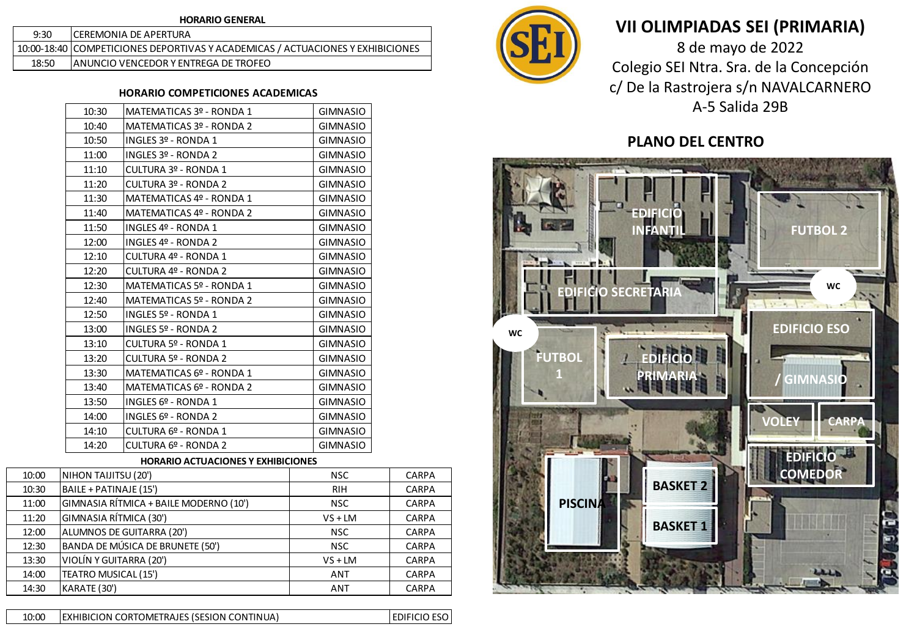# VII OLIMPIADAS SEI (PRIMARIA)

8 de mayo de 2022
Colegio SEI Ntra. Sra. de la Concepción
c/ De la Rastrojera s/n NAVALCARNERO
A-5 Salida 29B

## HORARIO GENERAL

| | |
|---|---|
| 9:30 | CEREMONIA DE APERTURA |
| 10:00-18:40 | COMPETICIONES DEPORTIVAS Y ACADEMICAS / ACTUACIONES Y EXHIBICIONES |
| 18:50 | ANUNCIO VENCEDOR Y ENTREGA DE TROFEO |

## HORARIO COMPETICIONES ACADEMICAS

| | | |
|---|---|---|
| 10:30 | MATEMATICAS 3º - RONDA 1 | GIMNASIO |
| 10:40 | MATEMATICAS 3º - RONDA 2 | GIMNASIO |
| 10:50 | INGLES 3º - RONDA 1 | GIMNASIO |
| 11:00 | INGLES 3º - RONDA 2 | GIMNASIO |
| 11:10 | CULTURA 3º - RONDA 1 | GIMNASIO |
| 11:20 | CULTURA 3º - RONDA 2 | GIMNASIO |
| 11:30 | MATEMATICAS 4º - RONDA 1 | GIMNASIO |
| 11:40 | MATEMATICAS 4º - RONDA 2 | GIMNASIO |
| 11:50 | INGLES 4º - RONDA 1 | GIMNASIO |
| 12:00 | INGLES 4º - RONDA 2 | GIMNASIO |
| 12:10 | CULTURA 4º - RONDA 1 | GIMNASIO |
| 12:20 | CULTURA 4º - RONDA 2 | GIMNASIO |
| 12:30 | MATEMATICAS 5º - RONDA 1 | GIMNASIO |
| 12:40 | MATEMATICAS 5º - RONDA 2 | GIMNASIO |
| 12:50 | INGLES 5º - RONDA 1 | GIMNASIO |
| 13:00 | INGLES 5º - RONDA 2 | GIMNASIO |
| 13:10 | CULTURA 5º - RONDA 1 | GIMNASIO |
| 13:20 | CULTURA 5º - RONDA 2 | GIMNASIO |
| 13:30 | MATEMATICAS 6º - RONDA 1 | GIMNASIO |
| 13:40 | MATEMATICAS 6º - RONDA 2 | GIMNASIO |
| 13:50 | INGLES 6º - RONDA 1 | GIMNASIO |
| 14:00 | INGLES 6º - RONDA 2 | GIMNASIO |
| 14:10 | CULTURA 6º - RONDA 1 | GIMNASIO |
| 14:20 | CULTURA 6º - RONDA 2 | GIMNASIO |

## HORARIO ACTUACIONES Y EXHIBICIONES

| | | | |
|---|---|---|---|
| 10:00 | NIHON TAIJITSU (20') | NSC | CARPA |
| 10:30 | BAILE + PATINAJE (15') | RIH | CARPA |
| 11:00 | GIMNASIA RÍTMICA + BAILE MODERNO (10') | NSC | CARPA |
| 11:20 | GIMNASIA RÍTMICA (30') | VS + LM | CARPA |
| 12:00 | ALUMNOS DE GUITARRA (20') | NSC | CARPA |
| 12:30 | BANDA DE MÚSICA DE BRUNETE (50') | NSC | CARPA |
| 13:30 | VIOLÍN Y GUITARRA (20') | VS + LM | CARPA |
| 14:00 | TEATRO MUSICAL (15') | ANT | CARPA |
| 14:30 | KARATE (30') | ANT | CARPA |

| | | |
|---|---|---|
| 10:00 | EXHIBICION CORTOMETRAJES (SESION CONTINUA) | EDIFICIO ESO |

## PLANO DEL CENTRO

EDIFICIO INFANTIL, FUTBOL 2, EDIFICIO SECRETARIA, WC, EDIFICIO ESO / GIMNASIO, FUTBOL 1, EDIFICIO PRIMARIA, VOLEY, CARPA, EDIFICIO COMEDOR, PISCINA, BASKET 2, BASKET 1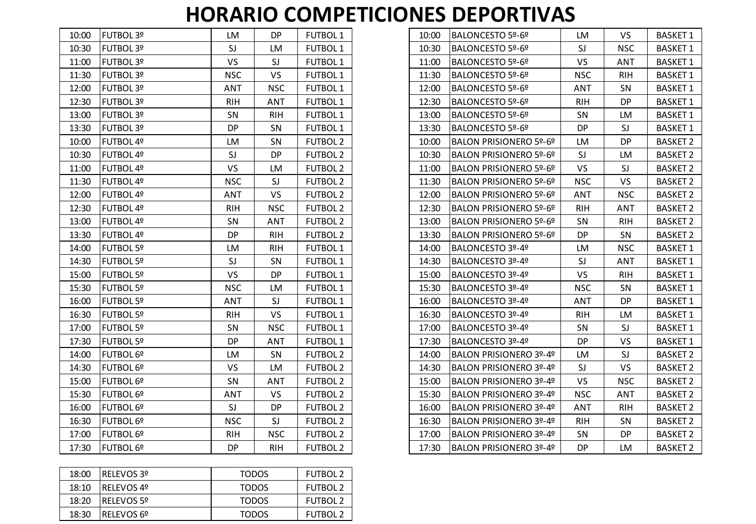# HORARIO COMPETICIONES DEPORTIVAS

| | | | | |
|---|---|---|---|---|
| 10:00 | FUTBOL 3º | LM | DP | FUTBOL 1 |
| 10:30 | FUTBOL 3º | SJ | LM | FUTBOL 1 |
| 11:00 | FUTBOL 3º | VS | SJ | FUTBOL 1 |
| 11:30 | FUTBOL 3º | NSC | VS | FUTBOL 1 |
| 12:00 | FUTBOL 3º | ANT | NSC | FUTBOL 1 |
| 12:30 | FUTBOL 3º | RIH | ANT | FUTBOL 1 |
| 13:00 | FUTBOL 3º | SN | RIH | FUTBOL 1 |
| 13:30 | FUTBOL 3º | DP | SN | FUTBOL 1 |
| 10:00 | FUTBOL 4º | LM | SN | FUTBOL 2 |
| 10:30 | FUTBOL 4º | SJ | DP | FUTBOL 2 |
| 11:00 | FUTBOL 4º | VS | LM | FUTBOL 2 |
| 11:30 | FUTBOL 4º | NSC | SJ | FUTBOL 2 |
| 12:00 | FUTBOL 4º | ANT | VS | FUTBOL 2 |
| 12:30 | FUTBOL 4º | RIH | NSC | FUTBOL 2 |
| 13:00 | FUTBOL 4º | SN | ANT | FUTBOL 2 |
| 13:30 | FUTBOL 4º | DP | RIH | FUTBOL 2 |
| 14:00 | FUTBOL 5º | LM | RIH | FUTBOL 1 |
| 14:30 | FUTBOL 5º | SJ | SN | FUTBOL 1 |
| 15:00 | FUTBOL 5º | VS | DP | FUTBOL 1 |
| 15:30 | FUTBOL 5º | NSC | LM | FUTBOL 1 |
| 16:00 | FUTBOL 5º | ANT | SJ | FUTBOL 1 |
| 16:30 | FUTBOL 5º | RIH | VS | FUTBOL 1 |
| 17:00 | FUTBOL 5º | SN | NSC | FUTBOL 1 |
| 17:30 | FUTBOL 5º | DP | ANT | FUTBOL 1 |
| 14:00 | FUTBOL 6º | LM | SN | FUTBOL 2 |
| 14:30 | FUTBOL 6º | VS | LM | FUTBOL 2 |
| 15:00 | FUTBOL 6º | SN | ANT | FUTBOL 2 |
| 15:30 | FUTBOL 6º | ANT | VS | FUTBOL 2 |
| 16:00 | FUTBOL 6º | SJ | DP | FUTBOL 2 |
| 16:30 | FUTBOL 6º | NSC | SJ | FUTBOL 2 |
| 17:00 | FUTBOL 6º | RIH | NSC | FUTBOL 2 |
| 17:30 | FUTBOL 6º | DP | RIH | FUTBOL 2 |

| | | | |
|---|---|---|---|
| 18:00 | RELEVOS 3º | TODOS | FUTBOL 2 |
| 18:10 | RELEVOS 4º | TODOS | FUTBOL 2 |
| 18:20 | RELEVOS 5º | TODOS | FUTBOL 2 |
| 18:30 | RELEVOS 6º | TODOS | FUTBOL 2 |

| | | | | |
|---|---|---|---|---|
| 10:00 | BALONCESTO 5º-6º | LM | VS | BASKET 1 |
| 10:30 | BALONCESTO 5º-6º | SJ | NSC | BASKET 1 |
| 11:00 | BALONCESTO 5º-6º | VS | ANT | BASKET 1 |
| 11:30 | BALONCESTO 5º-6º | NSC | RIH | BASKET 1 |
| 12:00 | BALONCESTO 5º-6º | ANT | SN | BASKET 1 |
| 12:30 | BALONCESTO 5º-6º | RIH | DP | BASKET 1 |
| 13:00 | BALONCESTO 5º-6º | SN | LM | BASKET 1 |
| 13:30 | BALONCESTO 5º-6º | DP | SJ | BASKET 1 |
| 10:00 | BALON PRISIONERO 5º-6º | LM | DP | BASKET 2 |
| 10:30 | BALON PRISIONERO 5º-6º | SJ | LM | BASKET 2 |
| 11:00 | BALON PRISIONERO 5º-6º | VS | SJ | BASKET 2 |
| 11:30 | BALON PRISIONERO 5º-6º | NSC | VS | BASKET 2 |
| 12:00 | BALON PRISIONERO 5º-6º | ANT | NSC | BASKET 2 |
| 12:30 | BALON PRISIONERO 5º-6º | RIH | ANT | BASKET 2 |
| 13:00 | BALON PRISIONERO 5º-6º | SN | RIH | BASKET 2 |
| 13:30 | BALON PRISIONERO 5º-6º | DP | SN | BASKET 2 |
| 14:00 | BALONCESTO 3º-4º | LM | NSC | BASKET 1 |
| 14:30 | BALONCESTO 3º-4º | SJ | ANT | BASKET 1 |
| 15:00 | BALONCESTO 3º-4º | VS | RIH | BASKET 1 |
| 15:30 | BALONCESTO 3º-4º | NSC | SN | BASKET 1 |
| 16:00 | BALONCESTO 3º-4º | ANT | DP | BASKET 1 |
| 16:30 | BALONCESTO 3º-4º | RIH | LM | BASKET 1 |
| 17:00 | BALONCESTO 3º-4º | SN | SJ | BASKET 1 |
| 17:30 | BALONCESTO 3º-4º | DP | VS | BASKET 1 |
| 14:00 | BALON PRISIONERO 3º-4º | LM | SJ | BASKET 2 |
| 14:30 | BALON PRISIONERO 3º-4º | SJ | VS | BASKET 2 |
| 15:00 | BALON PRISIONERO 3º-4º | VS | NSC | BASKET 2 |
| 15:30 | BALON PRISIONERO 3º-4º | NSC | ANT | BASKET 2 |
| 16:00 | BALON PRISIONERO 3º-4º | ANT | RIH | BASKET 2 |
| 16:30 | BALON PRISIONERO 3º-4º | RIH | SN | BASKET 2 |
| 17:00 | BALON PRISIONERO 3º-4º | SN | DP | BASKET 2 |
| 17:30 | BALON PRISIONERO 3º-4º | DP | LM | BASKET 2 |